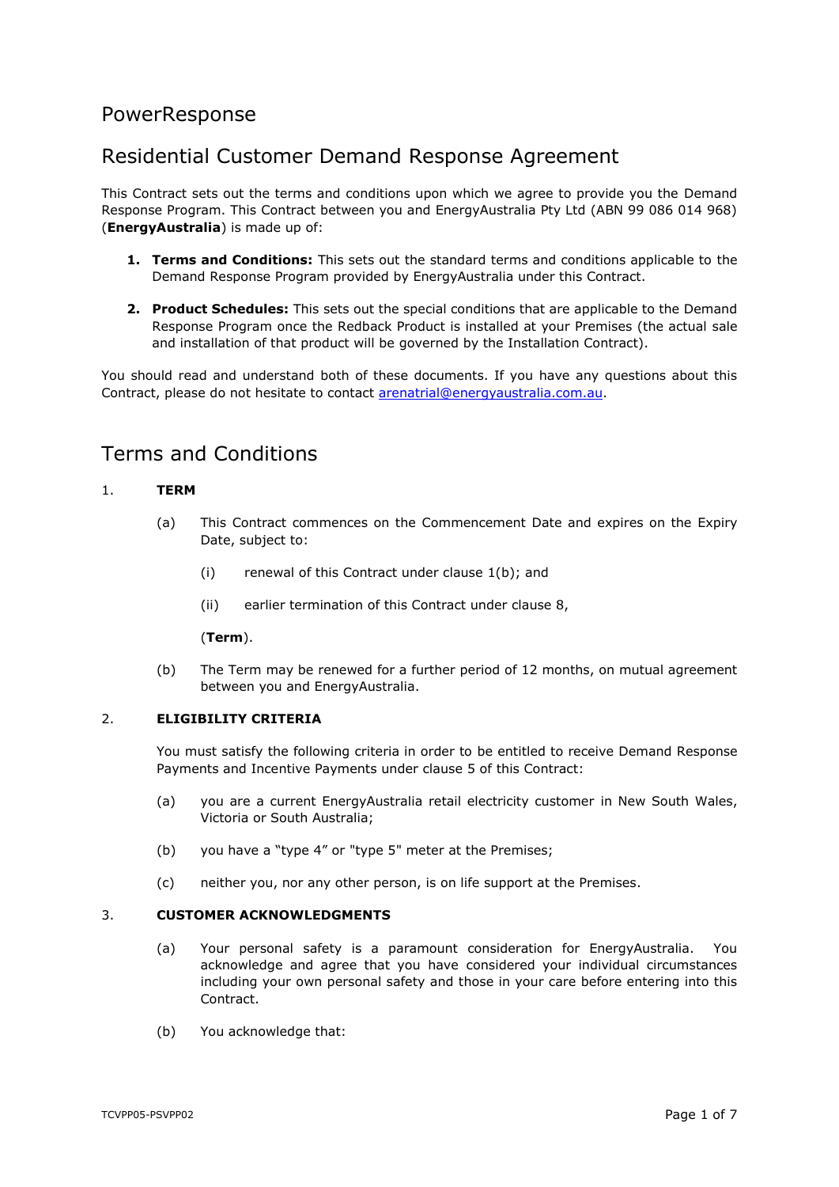# PowerResponse

# Residential Customer Demand Response Agreement

This Contract sets out the terms and conditions upon which we agree to provide you the Demand Response Program. This Contract between you and EnergyAustralia Pty Ltd (ABN 99 086 014 968) (**EnergyAustralia**) is made up of:

1. **Terms and Conditions:** This sets out the standard terms and conditions applicable to the Demand Response Program provided by EnergyAustralia under this Contract.

2. **Product Schedules:** This sets out the special conditions that are applicable to the Demand Response Program once the Redback Product is installed at your Premises (the actual sale and installation of that product will be governed by the Installation Contract).

You should read and understand both of these documents. If you have any questions about this Contract, please do not hesitate to contact arenatrial@energyaustralia.com.au.

## Terms and Conditions

### 1. TERM

(a) This Contract commences on the Commencement Date and expires on the Expiry Date, subject to:

(i) renewal of this Contract under clause 1(b); and

(ii) earlier termination of this Contract under clause 8,

(**Term**).

(b) The Term may be renewed for a further period of 12 months, on mutual agreement between you and EnergyAustralia.

### 2. ELIGIBILITY CRITERIA

You must satisfy the following criteria in order to be entitled to receive Demand Response Payments and Incentive Payments under clause 5 of this Contract:

(a) you are a current EnergyAustralia retail electricity customer in New South Wales, Victoria or South Australia;

(b) you have a "type 4" or "type 5" meter at the Premises;

(c) neither you, nor any other person, is on life support at the Premises.

### 3. CUSTOMER ACKNOWLEDGMENTS

(a) Your personal safety is a paramount consideration for EnergyAustralia. You acknowledge and agree that you have considered your individual circumstances including your own personal safety and those in your care before entering into this Contract.

(b) You acknowledge that: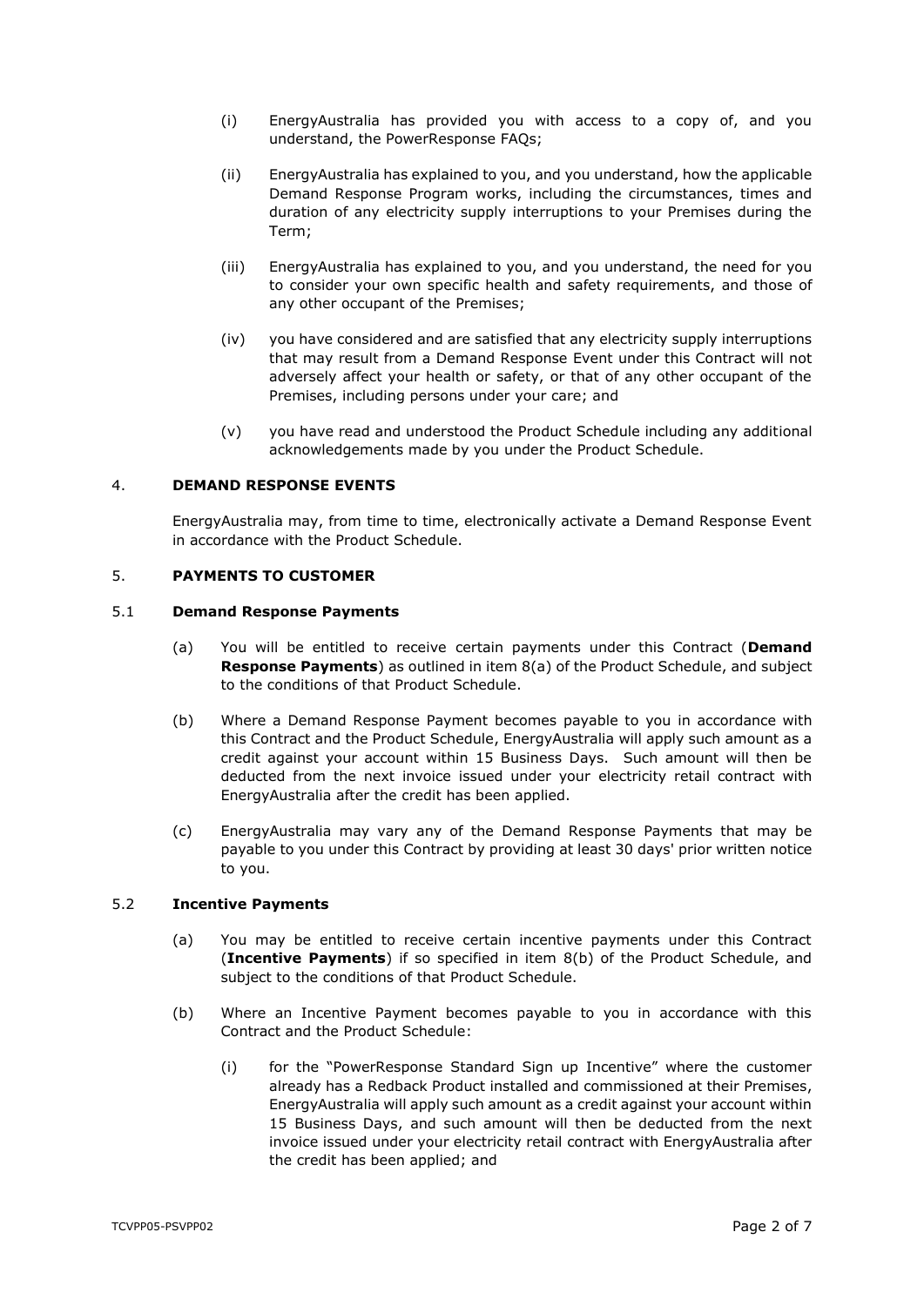(i) EnergyAustralia has provided you with access to a copy of, and you understand, the PowerResponse FAQs;

(ii) EnergyAustralia has explained to you, and you understand, how the applicable Demand Response Program works, including the circumstances, times and duration of any electricity supply interruptions to your Premises during the Term;

(iii) EnergyAustralia has explained to you, and you understand, the need for you to consider your own specific health and safety requirements, and those of any other occupant of the Premises;

(iv) you have considered and are satisfied that any electricity supply interruptions that may result from a Demand Response Event under this Contract will not adversely affect your health or safety, or that of any other occupant of the Premises, including persons under your care; and

(v) you have read and understood the Product Schedule including any additional acknowledgements made by you under the Product Schedule.

## 4. DEMAND RESPONSE EVENTS

EnergyAustralia may, from time to time, electronically activate a Demand Response Event in accordance with the Product Schedule.

## 5. PAYMENTS TO CUSTOMER

### 5.1 Demand Response Payments

(a) You will be entitled to receive certain payments under this Contract (**Demand Response Payments**) as outlined in item 8(a) of the Product Schedule, and subject to the conditions of that Product Schedule.

(b) Where a Demand Response Payment becomes payable to you in accordance with this Contract and the Product Schedule, EnergyAustralia will apply such amount as a credit against your account within 15 Business Days. Such amount will then be deducted from the next invoice issued under your electricity retail contract with EnergyAustralia after the credit has been applied.

(c) EnergyAustralia may vary any of the Demand Response Payments that may be payable to you under this Contract by providing at least 30 days' prior written notice to you.

### 5.2 Incentive Payments

(a) You may be entitled to receive certain incentive payments under this Contract (**Incentive Payments**) if so specified in item 8(b) of the Product Schedule, and subject to the conditions of that Product Schedule.

(b) Where an Incentive Payment becomes payable to you in accordance with this Contract and the Product Schedule:

(i) for the "PowerResponse Standard Sign up Incentive" where the customer already has a Redback Product installed and commissioned at their Premises, EnergyAustralia will apply such amount as a credit against your account within 15 Business Days, and such amount will then be deducted from the next invoice issued under your electricity retail contract with EnergyAustralia after the credit has been applied; and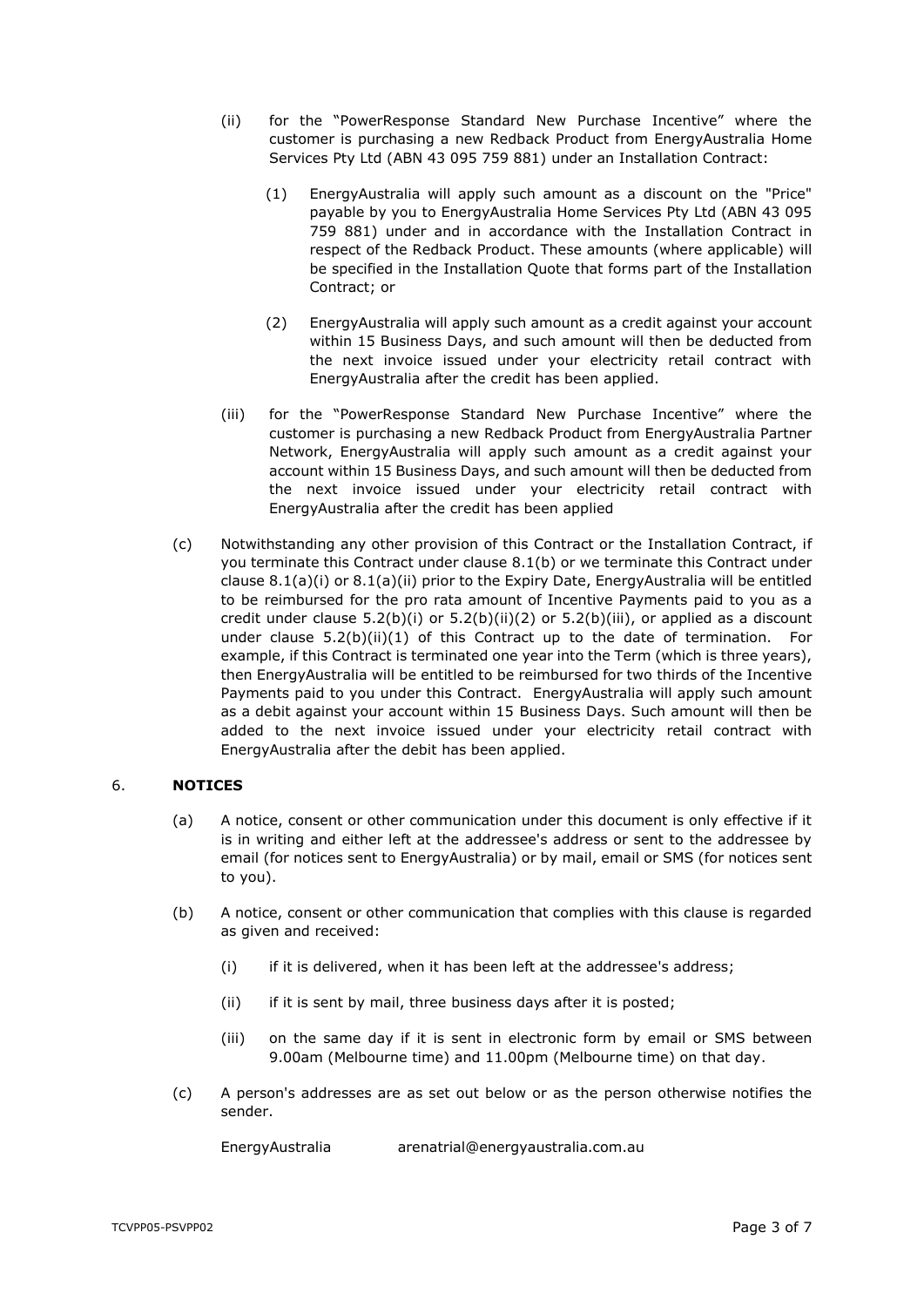(ii) for the "PowerResponse Standard New Purchase Incentive" where the customer is purchasing a new Redback Product from EnergyAustralia Home Services Pty Ltd (ABN 43 095 759 881) under an Installation Contract:

(1) EnergyAustralia will apply such amount as a discount on the "Price" payable by you to EnergyAustralia Home Services Pty Ltd (ABN 43 095 759 881) under and in accordance with the Installation Contract in respect of the Redback Product. These amounts (where applicable) will be specified in the Installation Quote that forms part of the Installation Contract; or

(2) EnergyAustralia will apply such amount as a credit against your account within 15 Business Days, and such amount will then be deducted from the next invoice issued under your electricity retail contract with EnergyAustralia after the credit has been applied.

(iii) for the "PowerResponse Standard New Purchase Incentive" where the customer is purchasing a new Redback Product from EnergyAustralia Partner Network, EnergyAustralia will apply such amount as a credit against your account within 15 Business Days, and such amount will then be deducted from the next invoice issued under your electricity retail contract with EnergyAustralia after the credit has been applied

(c) Notwithstanding any other provision of this Contract or the Installation Contract, if you terminate this Contract under clause 8.1(b) or we terminate this Contract under clause 8.1(a)(i) or 8.1(a)(ii) prior to the Expiry Date, EnergyAustralia will be entitled to be reimbursed for the pro rata amount of Incentive Payments paid to you as a credit under clause 5.2(b)(i) or 5.2(b)(ii)(2) or 5.2(b)(iii), or applied as a discount under clause 5.2(b)(ii)(1) of this Contract up to the date of termination. For example, if this Contract is terminated one year into the Term (which is three years), then EnergyAustralia will be entitled to be reimbursed for two thirds of the Incentive Payments paid to you under this Contract. EnergyAustralia will apply such amount as a debit against your account within 15 Business Days. Such amount will then be added to the next invoice issued under your electricity retail contract with EnergyAustralia after the debit has been applied.

## 6. NOTICES

(a) A notice, consent or other communication under this document is only effective if it is in writing and either left at the addressee's address or sent to the addressee by email (for notices sent to EnergyAustralia) or by mail, email or SMS (for notices sent to you).

(b) A notice, consent or other communication that complies with this clause is regarded as given and received:

(i) if it is delivered, when it has been left at the addressee's address;

(ii) if it is sent by mail, three business days after it is posted;

(iii) on the same day if it is sent in electronic form by email or SMS between 9.00am (Melbourne time) and 11.00pm (Melbourne time) on that day.

(c) A person's addresses are as set out below or as the person otherwise notifies the sender.

EnergyAustralia arenatrial@energyaustralia.com.au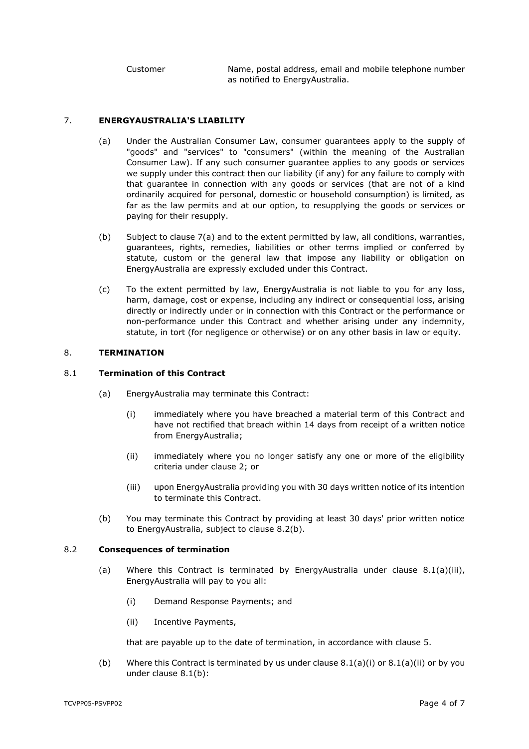| Customer | Name, postal address, email and mobile telephone number as notified to EnergyAustralia. |
| --- | --- |

## 7. ENERGYAUSTRALIA'S LIABILITY

(a) Under the Australian Consumer Law, consumer guarantees apply to the supply of "goods" and "services" to "consumers" (within the meaning of the Australian Consumer Law). If any such consumer guarantee applies to any goods or services we supply under this contract then our liability (if any) for any failure to comply with that guarantee in connection with any goods or services (that are not of a kind ordinarily acquired for personal, domestic or household consumption) is limited, as far as the law permits and at our option, to resupplying the goods or services or paying for their resupply.

(b) Subject to clause 7(a) and to the extent permitted by law, all conditions, warranties, guarantees, rights, remedies, liabilities or other terms implied or conferred by statute, custom or the general law that impose any liability or obligation on EnergyAustralia are expressly excluded under this Contract.

(c) To the extent permitted by law, EnergyAustralia is not liable to you for any loss, harm, damage, cost or expense, including any indirect or consequential loss, arising directly or indirectly under or in connection with this Contract or the performance or non-performance under this Contract and whether arising under any indemnity, statute, in tort (for negligence or otherwise) or on any other basis in law or equity.

## 8. TERMINATION

### 8.1 Termination of this Contract

(a) EnergyAustralia may terminate this Contract:

(i) immediately where you have breached a material term of this Contract and have not rectified that breach within 14 days from receipt of a written notice from EnergyAustralia;

(ii) immediately where you no longer satisfy any one or more of the eligibility criteria under clause 2; or

(iii) upon EnergyAustralia providing you with 30 days written notice of its intention to terminate this Contract.

(b) You may terminate this Contract by providing at least 30 days' prior written notice to EnergyAustralia, subject to clause 8.2(b).

### 8.2 Consequences of termination

(a) Where this Contract is terminated by EnergyAustralia under clause 8.1(a)(iii), EnergyAustralia will pay to you all:

(i) Demand Response Payments; and

(ii) Incentive Payments,

that are payable up to the date of termination, in accordance with clause 5.

(b) Where this Contract is terminated by us under clause 8.1(a)(i) or 8.1(a)(ii) or by you under clause 8.1(b):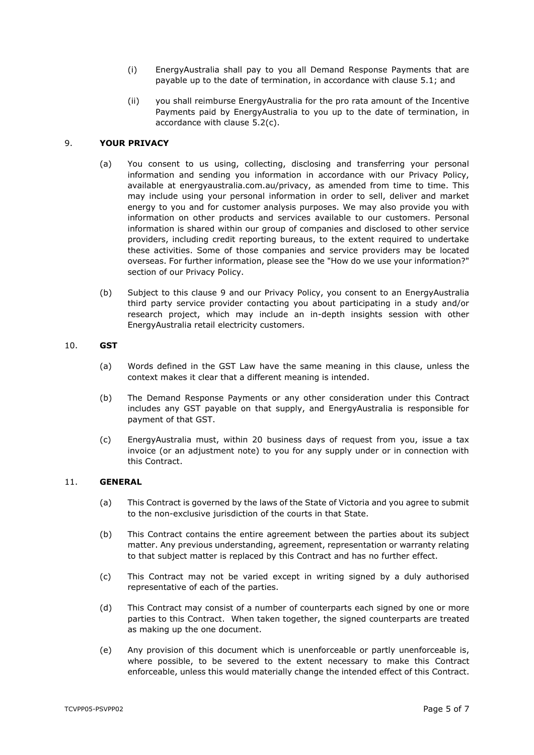(i) EnergyAustralia shall pay to you all Demand Response Payments that are payable up to the date of termination, in accordance with clause 5.1; and

(ii) you shall reimburse EnergyAustralia for the pro rata amount of the Incentive Payments paid by EnergyAustralia to you up to the date of termination, in accordance with clause 5.2(c).

## 9. YOUR PRIVACY

(a) You consent to us using, collecting, disclosing and transferring your personal information and sending you information in accordance with our Privacy Policy, available at energyaustralia.com.au/privacy, as amended from time to time. This may include using your personal information in order to sell, deliver and market energy to you and for customer analysis purposes. We may also provide you with information on other products and services available to our customers. Personal information is shared within our group of companies and disclosed to other service providers, including credit reporting bureaus, to the extent required to undertake these activities. Some of those companies and service providers may be located overseas. For further information, please see the "How do we use your information?" section of our Privacy Policy.

(b) Subject to this clause 9 and our Privacy Policy, you consent to an EnergyAustralia third party service provider contacting you about participating in a study and/or research project, which may include an in-depth insights session with other EnergyAustralia retail electricity customers.

## 10. GST

(a) Words defined in the GST Law have the same meaning in this clause, unless the context makes it clear that a different meaning is intended.

(b) The Demand Response Payments or any other consideration under this Contract includes any GST payable on that supply, and EnergyAustralia is responsible for payment of that GST.

(c) EnergyAustralia must, within 20 business days of request from you, issue a tax invoice (or an adjustment note) to you for any supply under or in connection with this Contract.

## 11. GENERAL

(a) This Contract is governed by the laws of the State of Victoria and you agree to submit to the non-exclusive jurisdiction of the courts in that State.

(b) This Contract contains the entire agreement between the parties about its subject matter. Any previous understanding, agreement, representation or warranty relating to that subject matter is replaced by this Contract and has no further effect.

(c) This Contract may not be varied except in writing signed by a duly authorised representative of each of the parties.

(d) This Contract may consist of a number of counterparts each signed by one or more parties to this Contract. When taken together, the signed counterparts are treated as making up the one document.

(e) Any provision of this document which is unenforceable or partly unenforceable is, where possible, to be severed to the extent necessary to make this Contract enforceable, unless this would materially change the intended effect of this Contract.

TCVPP05-PSVPP02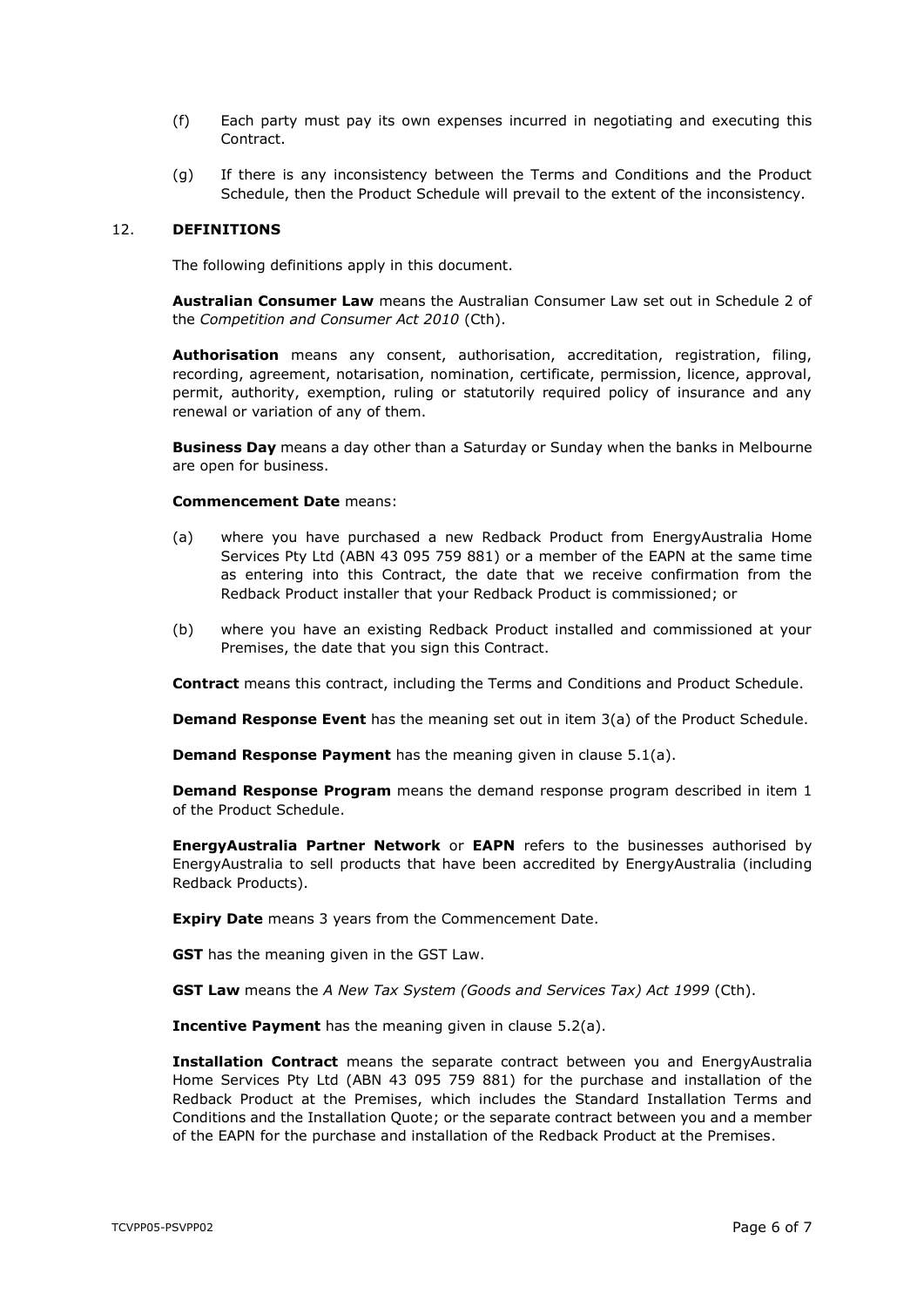(f) Each party must pay its own expenses incurred in negotiating and executing this Contract.

(g) If there is any inconsistency between the Terms and Conditions and the Product Schedule, then the Product Schedule will prevail to the extent of the inconsistency.

## 12. DEFINITIONS

The following definitions apply in this document.

**Australian Consumer Law** means the Australian Consumer Law set out in Schedule 2 of the *Competition and Consumer Act 2010* (Cth).

**Authorisation** means any consent, authorisation, accreditation, registration, filing, recording, agreement, notarisation, nomination, certificate, permission, licence, approval, permit, authority, exemption, ruling or statutorily required policy of insurance and any renewal or variation of any of them.

**Business Day** means a day other than a Saturday or Sunday when the banks in Melbourne are open for business.

**Commencement Date** means:

(a) where you have purchased a new Redback Product from EnergyAustralia Home Services Pty Ltd (ABN 43 095 759 881) or a member of the EAPN at the same time as entering into this Contract, the date that we receive confirmation from the Redback Product installer that your Redback Product is commissioned; or

(b) where you have an existing Redback Product installed and commissioned at your Premises, the date that you sign this Contract.

**Contract** means this contract, including the Terms and Conditions and Product Schedule.

**Demand Response Event** has the meaning set out in item 3(a) of the Product Schedule.

**Demand Response Payment** has the meaning given in clause 5.1(a).

**Demand Response Program** means the demand response program described in item 1 of the Product Schedule.

**EnergyAustralia Partner Network** or **EAPN** refers to the businesses authorised by EnergyAustralia to sell products that have been accredited by EnergyAustralia (including Redback Products).

**Expiry Date** means 3 years from the Commencement Date.

**GST** has the meaning given in the GST Law.

**GST Law** means the *A New Tax System (Goods and Services Tax) Act 1999* (Cth).

**Incentive Payment** has the meaning given in clause 5.2(a).

**Installation Contract** means the separate contract between you and EnergyAustralia Home Services Pty Ltd (ABN 43 095 759 881) for the purchase and installation of the Redback Product at the Premises, which includes the Standard Installation Terms and Conditions and the Installation Quote; or the separate contract between you and a member of the EAPN for the purchase and installation of the Redback Product at the Premises.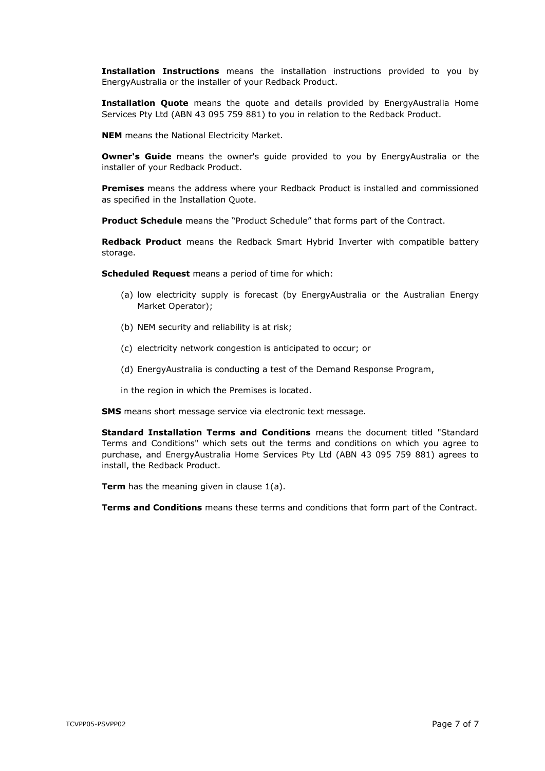**Installation Instructions** means the installation instructions provided to you by EnergyAustralia or the installer of your Redback Product.

**Installation Quote** means the quote and details provided by EnergyAustralia Home Services Pty Ltd (ABN 43 095 759 881) to you in relation to the Redback Product.

**NEM** means the National Electricity Market.

**Owner's Guide** means the owner's guide provided to you by EnergyAustralia or the installer of your Redback Product.

**Premises** means the address where your Redback Product is installed and commissioned as specified in the Installation Quote.

**Product Schedule** means the "Product Schedule" that forms part of the Contract.

**Redback Product** means the Redback Smart Hybrid Inverter with compatible battery storage.

**Scheduled Request** means a period of time for which:

(a) low electricity supply is forecast (by EnergyAustralia or the Australian Energy Market Operator);

(b) NEM security and reliability is at risk;

(c) electricity network congestion is anticipated to occur; or

(d) EnergyAustralia is conducting a test of the Demand Response Program,

in the region in which the Premises is located.

**SMS** means short message service via electronic text message.

**Standard Installation Terms and Conditions** means the document titled "Standard Terms and Conditions" which sets out the terms and conditions on which you agree to purchase, and EnergyAustralia Home Services Pty Ltd (ABN 43 095 759 881) agrees to install, the Redback Product.

**Term** has the meaning given in clause 1(a).

**Terms and Conditions** means these terms and conditions that form part of the Contract.

TCVPP05-PSVPP02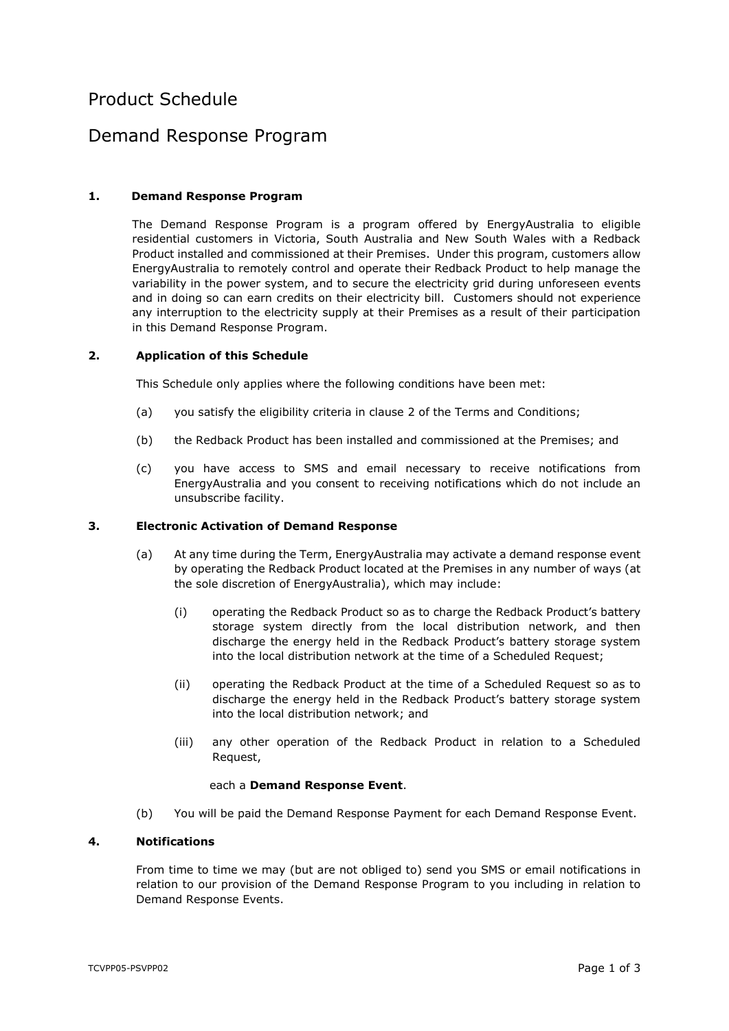# Product Schedule

# Demand Response Program

**1. Demand Response Program**

The Demand Response Program is a program offered by EnergyAustralia to eligible residential customers in Victoria, South Australia and New South Wales with a Redback Product installed and commissioned at their Premises. Under this program, customers allow EnergyAustralia to remotely control and operate their Redback Product to help manage the variability in the power system, and to secure the electricity grid during unforeseen events and in doing so can earn credits on their electricity bill. Customers should not experience any interruption to the electricity supply at their Premises as a result of their participation in this Demand Response Program.

**2. Application of this Schedule**

This Schedule only applies where the following conditions have been met:

(a) you satisfy the eligibility criteria in clause 2 of the Terms and Conditions;

(b) the Redback Product has been installed and commissioned at the Premises; and

(c) you have access to SMS and email necessary to receive notifications from EnergyAustralia and you consent to receiving notifications which do not include an unsubscribe facility.

**3. Electronic Activation of Demand Response**

(a) At any time during the Term, EnergyAustralia may activate a demand response event by operating the Redback Product located at the Premises in any number of ways (at the sole discretion of EnergyAustralia), which may include:

(i) operating the Redback Product so as to charge the Redback Product's battery storage system directly from the local distribution network, and then discharge the energy held in the Redback Product's battery storage system into the local distribution network at the time of a Scheduled Request;

(ii) operating the Redback Product at the time of a Scheduled Request so as to discharge the energy held in the Redback Product's battery storage system into the local distribution network; and

(iii) any other operation of the Redback Product in relation to a Scheduled Request,

each a **Demand Response Event**.

(b) You will be paid the Demand Response Payment for each Demand Response Event.

**4. Notifications**

From time to time we may (but are not obliged to) send you SMS or email notifications in relation to our provision of the Demand Response Program to you including in relation to Demand Response Events.

TCVPP05-PSVPP02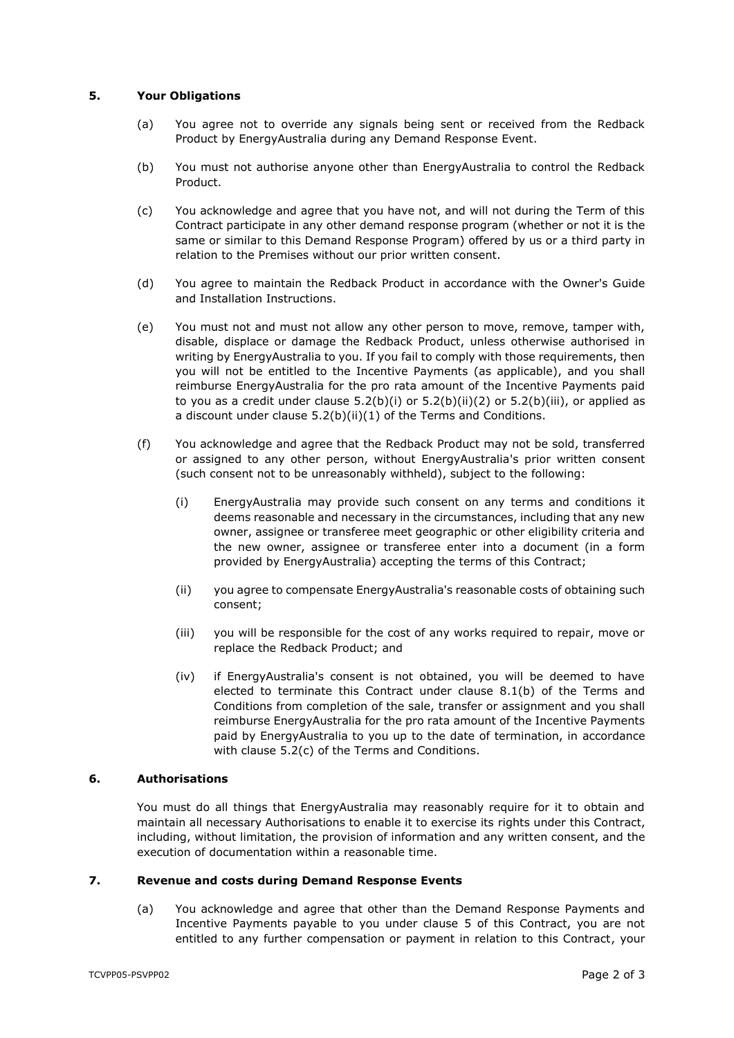## 5. Your Obligations

(a) You agree not to override any signals being sent or received from the Redback Product by EnergyAustralia during any Demand Response Event.

(b) You must not authorise anyone other than EnergyAustralia to control the Redback Product.

(c) You acknowledge and agree that you have not, and will not during the Term of this Contract participate in any other demand response program (whether or not it is the same or similar to this Demand Response Program) offered by us or a third party in relation to the Premises without our prior written consent.

(d) You agree to maintain the Redback Product in accordance with the Owner's Guide and Installation Instructions.

(e) You must not and must not allow any other person to move, remove, tamper with, disable, displace or damage the Redback Product, unless otherwise authorised in writing by EnergyAustralia to you. If you fail to comply with those requirements, then you will not be entitled to the Incentive Payments (as applicable), and you shall reimburse EnergyAustralia for the pro rata amount of the Incentive Payments paid to you as a credit under clause 5.2(b)(i) or 5.2(b)(ii)(2) or 5.2(b)(iii), or applied as a discount under clause 5.2(b)(ii)(1) of the Terms and Conditions.

(f) You acknowledge and agree that the Redback Product may not be sold, transferred or assigned to any other person, without EnergyAustralia's prior written consent (such consent not to be unreasonably withheld), subject to the following:

   (i) EnergyAustralia may provide such consent on any terms and conditions it deems reasonable and necessary in the circumstances, including that any new owner, assignee or transferee meet geographic or other eligibility criteria and the new owner, assignee or transferee enter into a document (in a form provided by EnergyAustralia) accepting the terms of this Contract;

   (ii) you agree to compensate EnergyAustralia's reasonable costs of obtaining such consent;

   (iii) you will be responsible for the cost of any works required to repair, move or replace the Redback Product; and

   (iv) if EnergyAustralia's consent is not obtained, you will be deemed to have elected to terminate this Contract under clause 8.1(b) of the Terms and Conditions from completion of the sale, transfer or assignment and you shall reimburse EnergyAustralia for the pro rata amount of the Incentive Payments paid by EnergyAustralia to you up to the date of termination, in accordance with clause 5.2(c) of the Terms and Conditions.

## 6. Authorisations

You must do all things that EnergyAustralia may reasonably require for it to obtain and maintain all necessary Authorisations to enable it to exercise its rights under this Contract, including, without limitation, the provision of information and any written consent, and the execution of documentation within a reasonable time.

## 7. Revenue and costs during Demand Response Events

(a) You acknowledge and agree that other than the Demand Response Payments and Incentive Payments payable to you under clause 5 of this Contract, you are not entitled to any further compensation or payment in relation to this Contract, your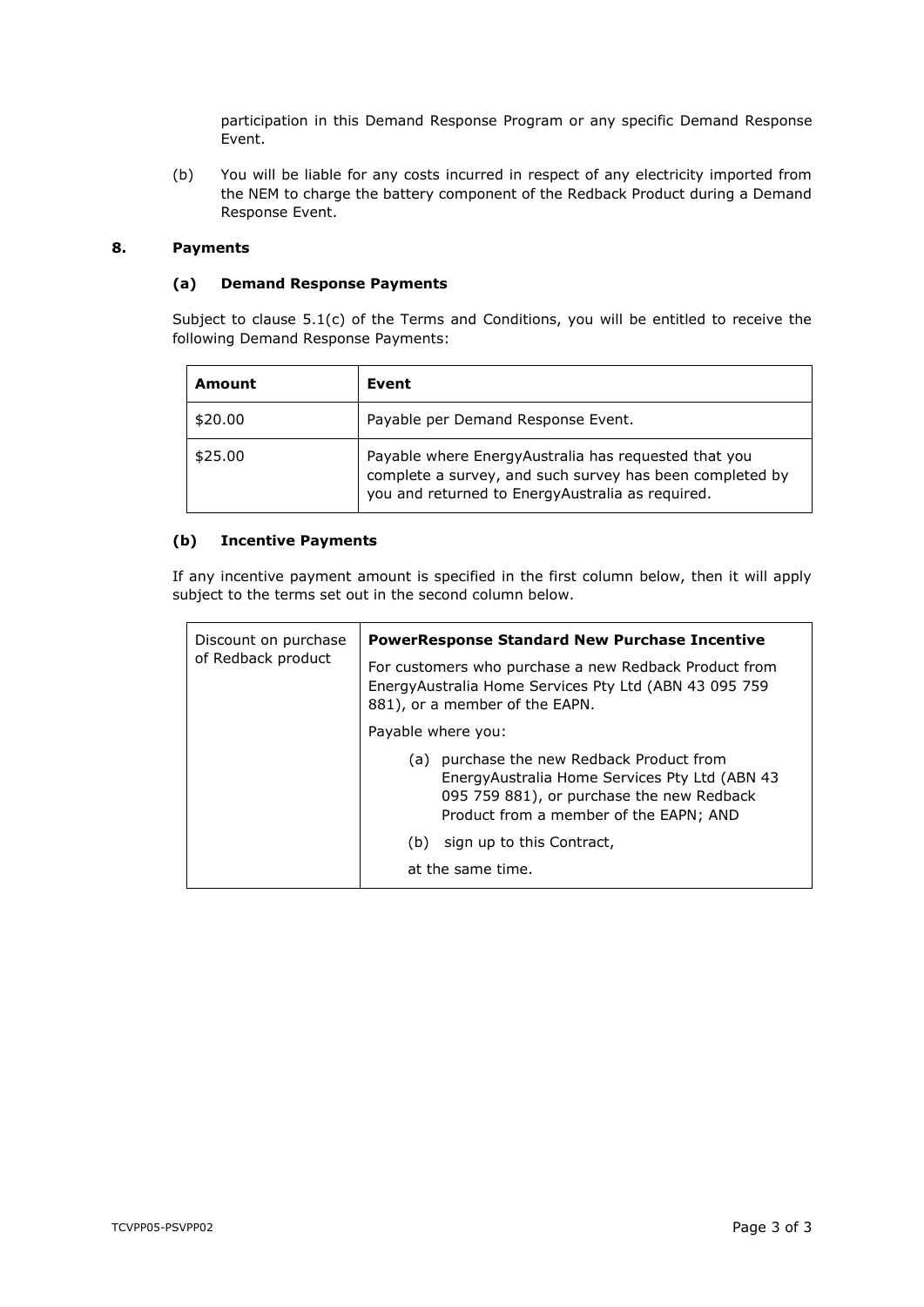participation in this Demand Response Program or any specific Demand Response Event.

(b) You will be liable for any costs incurred in respect of any electricity imported from the NEM to charge the battery component of the Redback Product during a Demand Response Event.

## 8. Payments

### (a) Demand Response Payments

Subject to clause 5.1(c) of the Terms and Conditions, you will be entitled to receive the following Demand Response Payments:

| Amount | Event |
|---|---|
| $20.00 | Payable per Demand Response Event. |
| $25.00 | Payable where EnergyAustralia has requested that you complete a survey, and such survey has been completed by you and returned to EnergyAustralia as required. |

### (b) Incentive Payments

If any incentive payment amount is specified in the first column below, then it will apply subject to the terms set out in the second column below.

| | |
|---|---|
| Discount on purchase of Redback product | **PowerResponse Standard New Purchase Incentive**<br>For customers who purchase a new Redback Product from EnergyAustralia Home Services Pty Ltd (ABN 43 095 759 881), or a member of the EAPN.<br>Payable where you:<br>(a) purchase the new Redback Product from EnergyAustralia Home Services Pty Ltd (ABN 43 095 759 881), or purchase the new Redback Product from a member of the EAPN; AND<br>(b) sign up to this Contract,<br>at the same time. |

TCVPP05-PSVPP02